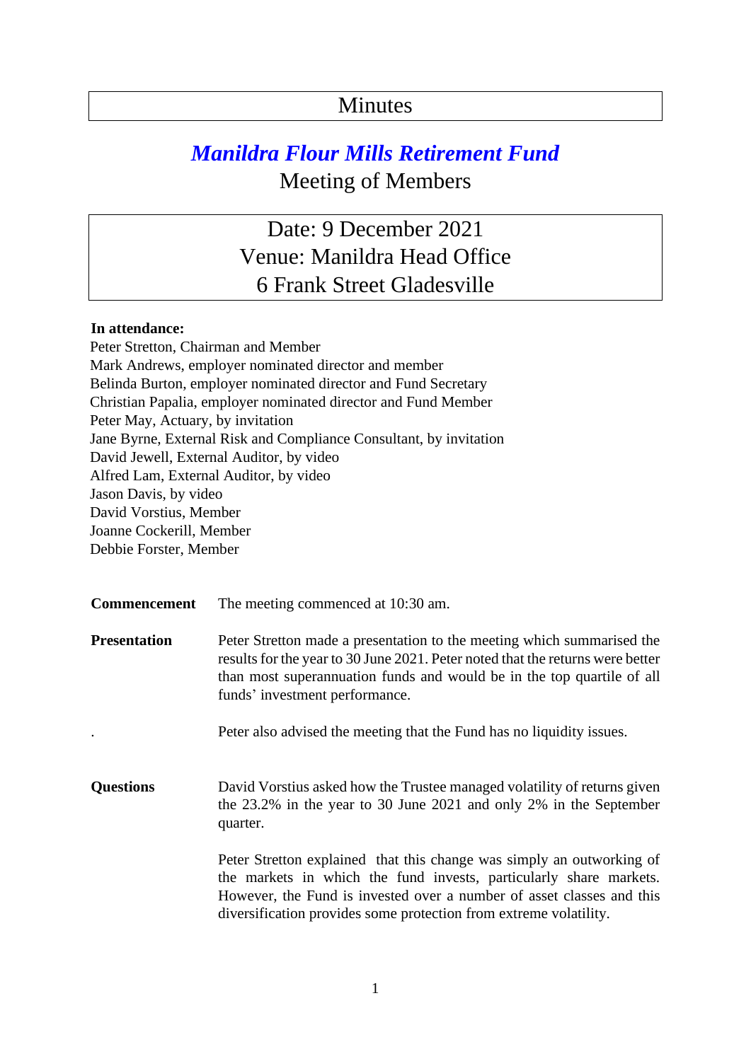# Minutes

## *Manildra Flour Mills Retirement Fund*

## Meeting of Members

**Date: 9 December 2021**
**Venue: Manildra Head Office**
**6 Frank Street Gladesville**

**In attendance:**
Peter Stretton, Chairman and Member
Mark Andrews, employer nominated director and member
Belinda Burton, employer nominated director and Fund Secretary
Christian Papalia, employer nominated director and Fund Member
Peter May, Actuary, by invitation
Jane Byrne, External Risk and Compliance Consultant, by invitation
David Jewell, External Auditor, by video
Alfred Lam, External Auditor, by video
Jason Davis, by video
David Vorstius, Member
Joanne Cockerill, Member
Debbie Forster, Member

**Commencement** The meeting commenced at 10:30 am.

**Presentation** Peter Stretton made a presentation to the meeting which summarised the results for the year to 30 June 2021. Peter noted that the returns were better than most superannuation funds and would be in the top quartile of all funds' investment performance.

Peter also advised the meeting that the Fund has no liquidity issues.

**Questions** David Vorstius asked how the Trustee managed volatility of returns given the 23.2% in the year to 30 June 2021 and only 2% in the September quarter.

Peter Stretton explained that this change was simply an outworking of the markets in which the fund invests, particularly share markets. However, the Fund is invested over a number of asset classes and this diversification provides some protection from extreme volatility.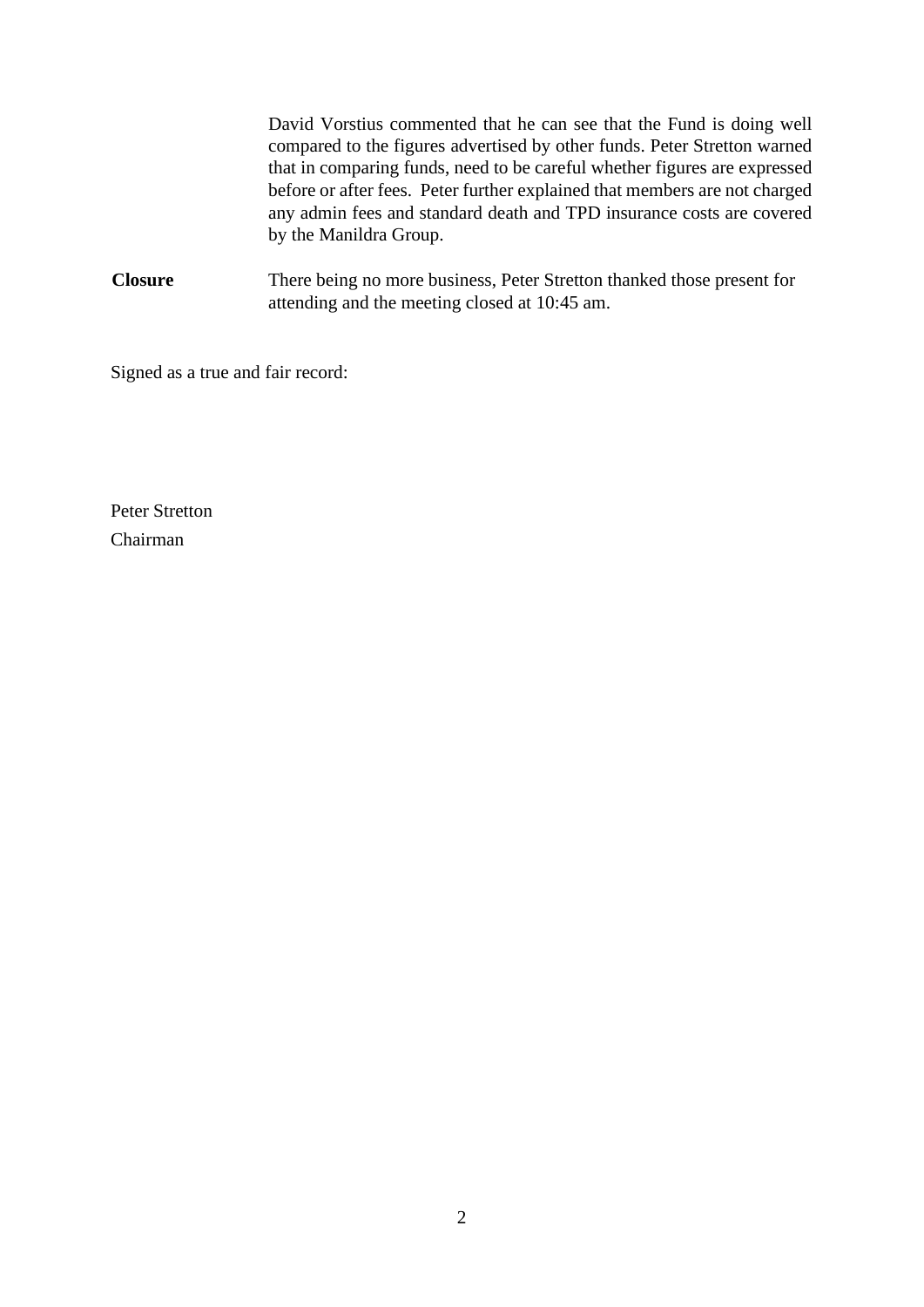David Vorstius commented that he can see that the Fund is doing well compared to the figures advertised by other funds. Peter Stretton warned that in comparing funds, need to be careful whether figures are expressed before or after fees. Peter further explained that members are not charged any admin fees and standard death and TPD insurance costs are covered by the Manildra Group.

**Closure** There being no more business, Peter Stretton thanked those present for attending and the meeting closed at 10:45 am.

Signed as a true and fair record:

Peter Stretton
Chairman